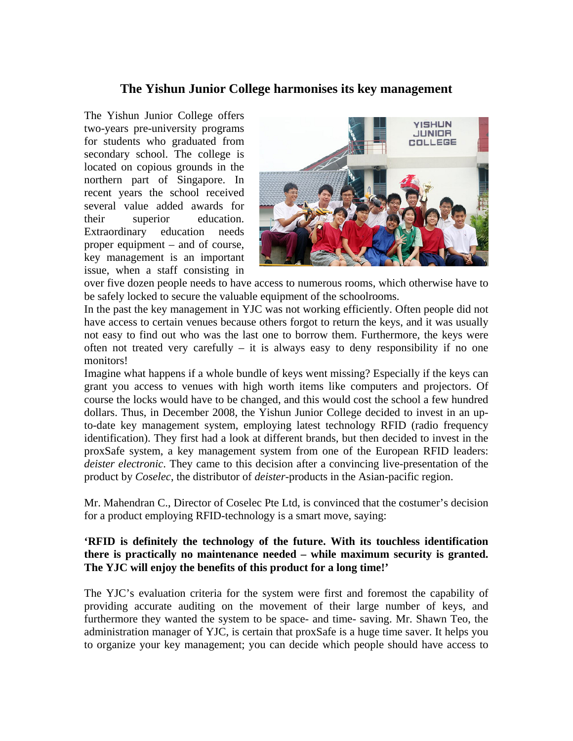# The Yishun Junior College harmonises its key management

The Yishun Junior College offers two-years pre-university programs for students who graduated from secondary school. The college is located on copious grounds in the northern part of Singapore. In recent years the school received several value added awards for their superior education. Extraordinary education needs proper equipment – and of course, key management is an important issue, when a staff consisting in over five dozen people needs to have access to numerous rooms, which otherwise have to be safely locked to secure the valuable equipment of the schoolrooms.

In the past the key management in YJC was not working efficiently. Often people did not have access to certain venues because others forgot to return the keys, and it was usually not easy to find out who was the last one to borrow them. Furthermore, the keys were often not treated very carefully – it is always easy to deny responsibility if no one monitors!

Imagine what happens if a whole bundle of keys went missing? Especially if the keys can grant you access to venues with high worth items like computers and projectors. Of course the locks would have to be changed, and this would cost the school a few hundred dollars. Thus, in December 2008, the Yishun Junior College decided to invest in an up-to-date key management system, employing latest technology RFID (radio frequency identification). They first had a look at different brands, but then decided to invest in the proxSafe system, a key management system from one of the European RFID leaders: *deister electronic*. They came to this decision after a convincing live-presentation of the product by *Coselec*, the distributor of *deister*-products in the Asian-pacific region.

Mr. Mahendran C., Director of Coselec Pte Ltd, is convinced that the costumer's decision for a product employing RFID-technology is a smart move, saying:

**'RFID is definitely the technology of the future. With its touchless identification there is practically no maintenance needed – while maximum security is granted. The YJC will enjoy the benefits of this product for a long time!'**

The YJC's evaluation criteria for the system were first and foremost the capability of providing accurate auditing on the movement of their large number of keys, and furthermore they wanted the system to be space- and time- saving. Mr. Shawn Teo, the administration manager of YJC, is certain that proxSafe is a huge time saver. It helps you to organize your key management; you can decide which people should have access to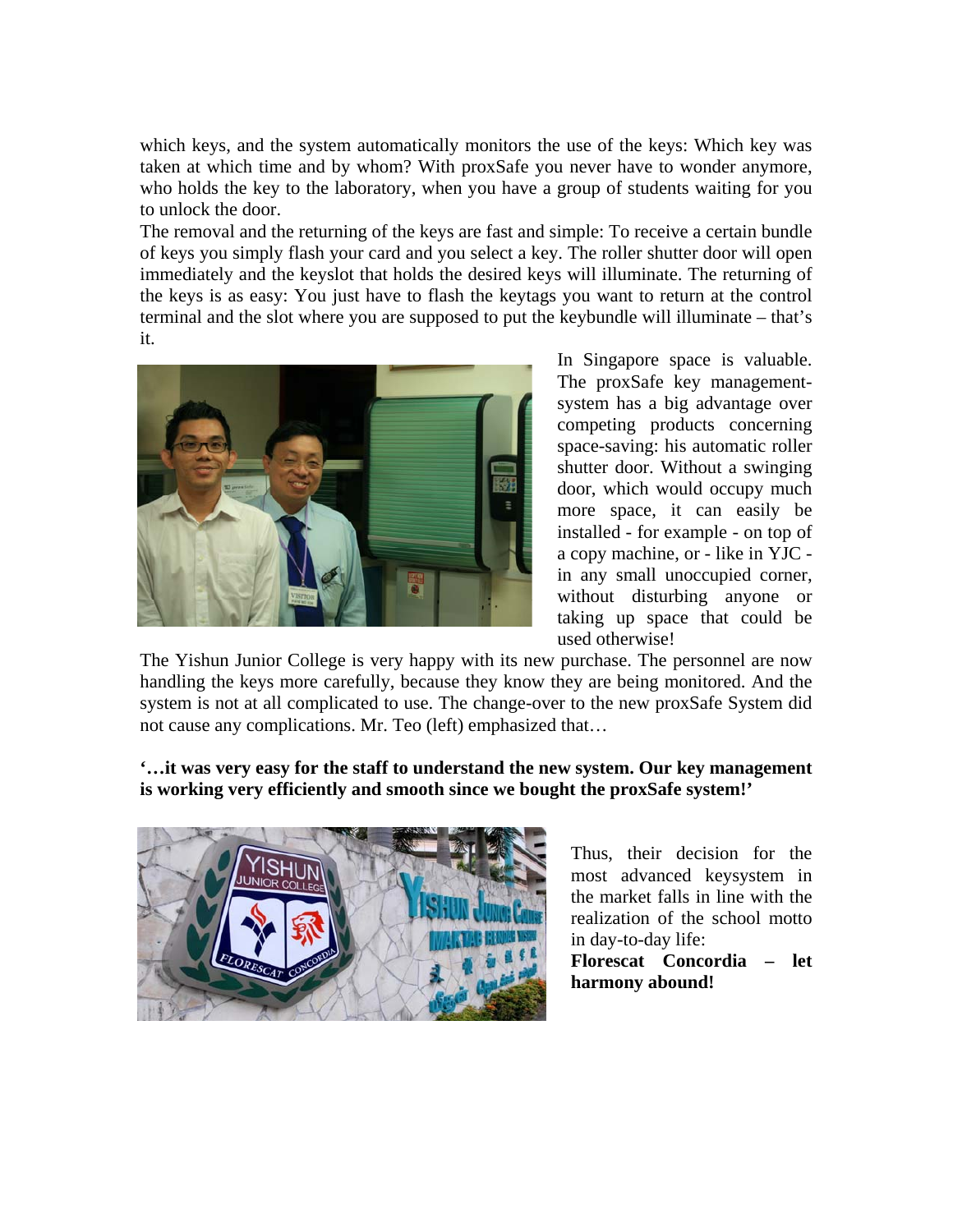which keys, and the system automatically monitors the use of the keys: Which key was taken at which time and by whom? With proxSafe you never have to wonder anymore, who holds the key to the laboratory, when you have a group of students waiting for you to unlock the door.

The removal and the returning of the keys are fast and simple: To receive a certain bundle of keys you simply flash your card and you select a key. The roller shutter door will open immediately and the keyslot that holds the desired keys will illuminate. The returning of the keys is as easy: You just have to flash the keytags you want to return at the control terminal and the slot where you are supposed to put the keybundle will illuminate – that's it.

In Singapore space is valuable. The proxSafe key management-system has a big advantage over competing products concerning space-saving: his automatic roller shutter door. Without a swinging door, which would occupy much more space, it can easily be installed - for example - on top of a copy machine, or - like in YJC - in any small unoccupied corner, without disturbing anyone or taking up space that could be used otherwise!

The Yishun Junior College is very happy with its new purchase. The personnel are now handling the keys more carefully, because they know they are being monitored. And the system is not at all complicated to use. The change-over to the new proxSafe System did not cause any complications. Mr. Teo (left) emphasized that…

**'…it was very easy for the staff to understand the new system. Our key management is working very efficiently and smooth since we bought the proxSafe system!'**

Thus, their decision for the most advanced keysystem in the market falls in line with the realization of the school motto in day-to-day life:

**Florescat Concordia – let harmony abound!**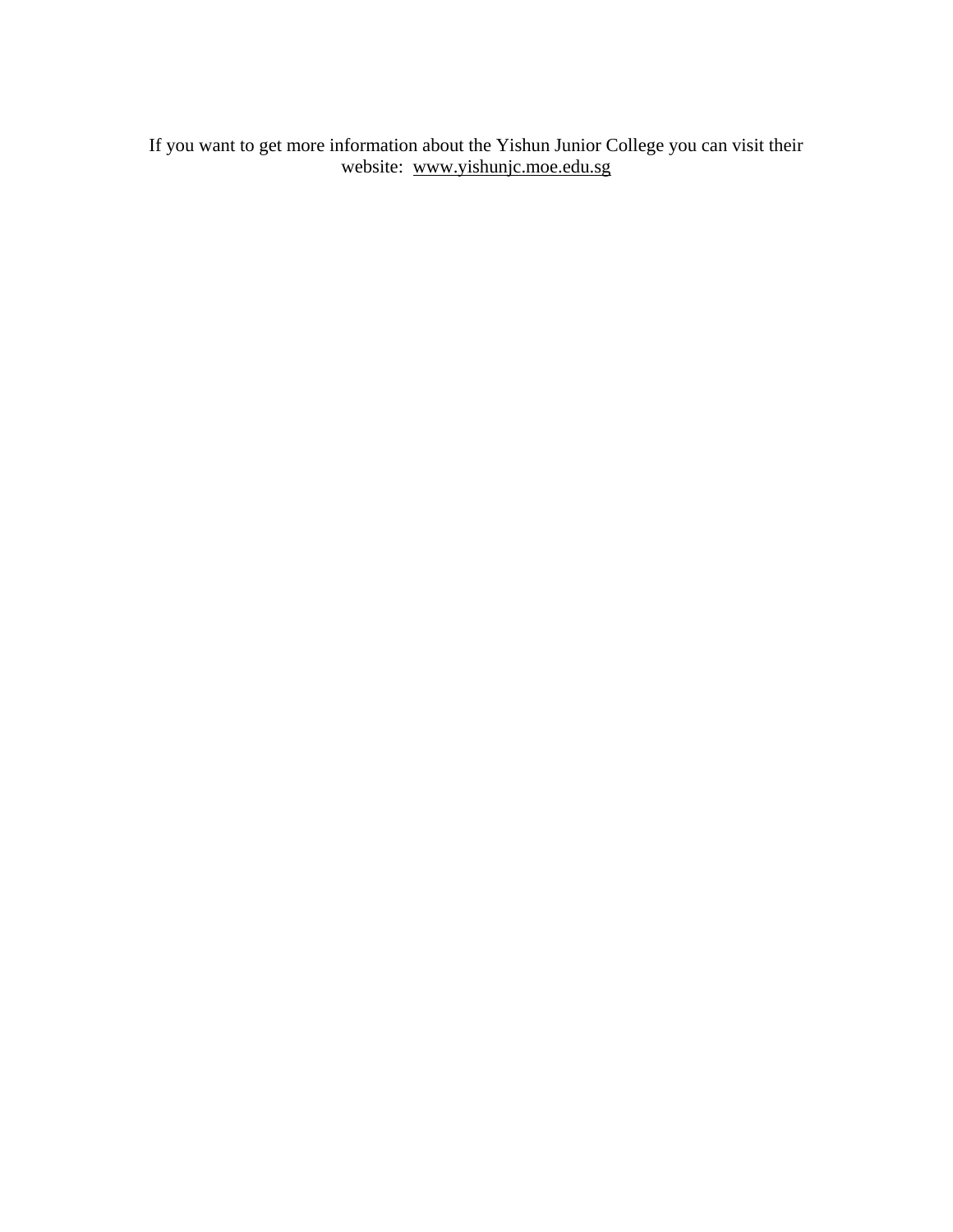If you want to get more information about the Yishun Junior College you can visit their website: www.yishunjc.moe.edu.sg